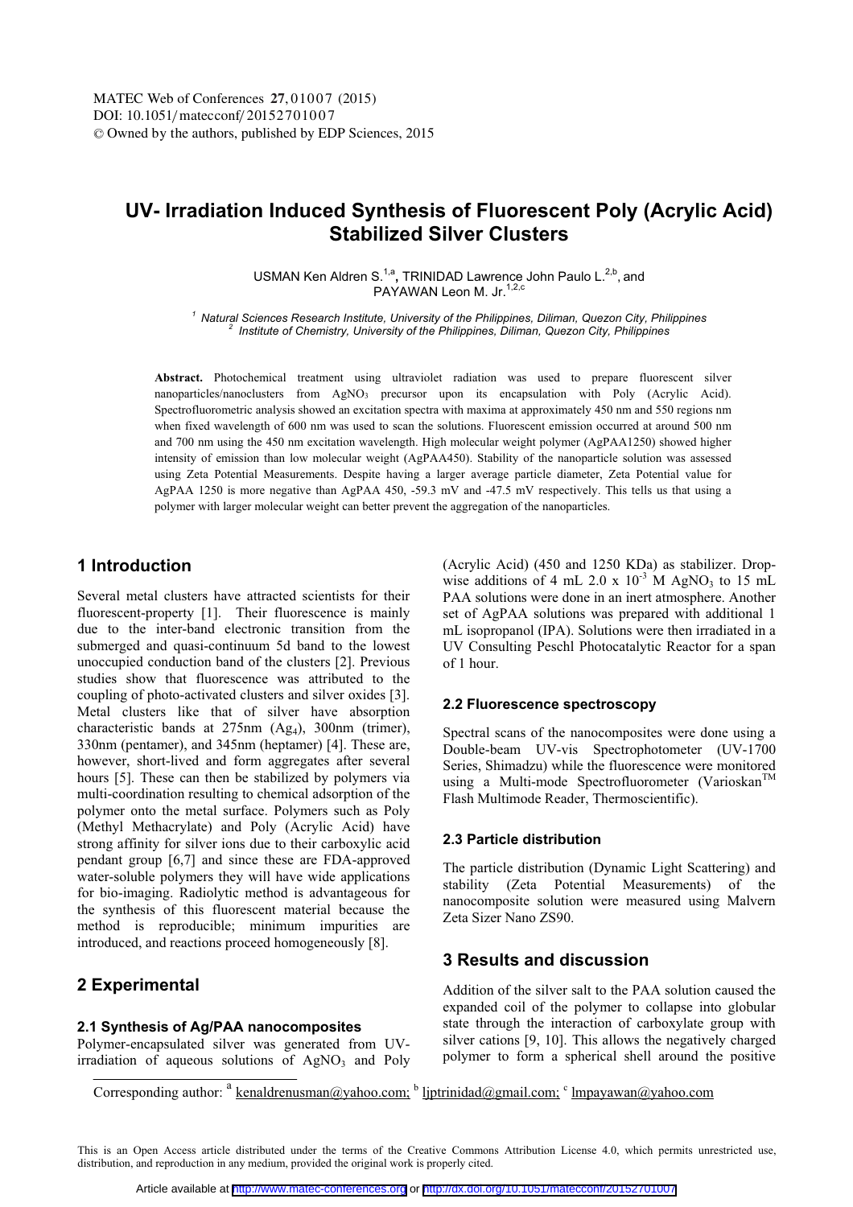# UV- Irradiation Induced Synthesis of Fluorescent Poly (Acrylic Acid) Stabilized Silver Clusters

USMAN Ken Aldren S.[1,a], TRINIDAD Lawrence John Paulo L.[2,b], and PAYAWAN Leon M. Jr.[1,2,c]

[1] Natural Sciences Research Institute, University of the Philippines, Diliman, Quezon City, Philippines
[2] Institute of Chemistry, University of the Philippines, Diliman, Quezon City, Philippines

**Abstract.** Photochemical treatment using ultraviolet radiation was used to prepare fluorescent silver nanoparticles/nanoclusters from $AgNO_3$ precursor upon its encapsulation with Poly (Acrylic Acid). Spectrofluorometric analysis showed an excitation spectra with maxima at approximately 450 nm and 550 regions nm when fixed wavelength of 600 nm was used to scan the solutions. Fluorescent emission occurred at around 500 nm and 700 nm using the 450 nm excitation wavelength. High molecular weight polymer (AgPAA1250) showed higher intensity of emission than low molecular weight (AgPAA450). Stability of the nanoparticle solution was assessed using Zeta Potential Measurements. Despite having a larger average particle diameter, Zeta Potential value for AgPAA 1250 is more negative than AgPAA 450, -59.3 mV and -47.5 mV respectively. This tells us that using a polymer with larger molecular weight can better prevent the aggregation of the nanoparticles.

## 1 Introduction

Several metal clusters have attracted scientists for their fluorescent-property [1]. Their fluorescence is mainly due to the inter-band electronic transition from the submerged and quasi-continuum 5d band to the lowest unoccupied conduction band of the clusters [2]. Previous studies show that fluorescence was attributed to the coupling of photo-activated clusters and silver oxides [3]. Metal clusters like that of silver have absorption characteristic bands at 275nm ($Ag_4$), 300nm (trimer), 330nm (pentamer), and 345nm (heptamer) [4]. These are, however, short-lived and form aggregates after several hours [5]. These can then be stabilized by polymers via multi-coordination resulting to chemical adsorption of the polymer onto the metal surface. Polymers such as Poly (Methyl Methacrylate) and Poly (Acrylic Acid) have strong affinity for silver ions due to their carboxylic acid pendant group [6,7] and since these are FDA-approved water-soluble polymers they will have wide applications for bio-imaging. Radiolytic method is advantageous for the synthesis of this fluorescent material because the method is reproducible; minimum impurities are introduced, and reactions proceed homogeneously [8].

## 2 Experimental

### 2.1 Synthesis of Ag/PAA nanocomposites

Polymer-encapsulated silver was generated from UV-irradiation of aqueous solutions of $AgNO_3$ and Poly (Acrylic Acid) (450 and 1250 KDa) as stabilizer. Drop-wise additions of 4 mL $2.0 \times 10^{-3}$ M $AgNO_3$ to 15 mL PAA solutions were done in an inert atmosphere. Another set of AgPAA solutions was prepared with additional 1 mL isopropanol (IPA). Solutions were then irradiated in a UV Consulting Peschl Photocatalytic Reactor for a span of 1 hour.

### 2.2 Fluorescence spectroscopy

Spectral scans of the nanocomposites were done using a Double-beam UV-vis Spectrophotometer (UV-1700 Series, Shimadzu) while the fluorescence were monitored using a Multi-mode Spectrofluorometer (Varioskan[TM] Flash Multimode Reader, Thermoscientific).

### 2.3 Particle distribution

The particle distribution (Dynamic Light Scattering) and stability (Zeta Potential Measurements) of the nanocomposite solution were measured using Malvern Zeta Sizer Nano ZS90.

## 3 Results and discussion

Addition of the silver salt to the PAA solution caused the expanded coil of the polymer to collapse into globular state through the interaction of carboxylate group with silver cations [9, 10]. This allows the negatively charged polymer to form a spherical shell around the positive

Corresponding author: [a] kenaldrenusman@yahoo.com; [b] ljptrinidad@gmail.com; [c] lmpayawan@yahoo.com

This is an Open Access article distributed under the terms of the Creative Commons Attribution License 4.0, which permits unrestricted use, distribution, and reproduction in any medium, provided the original work is properly cited.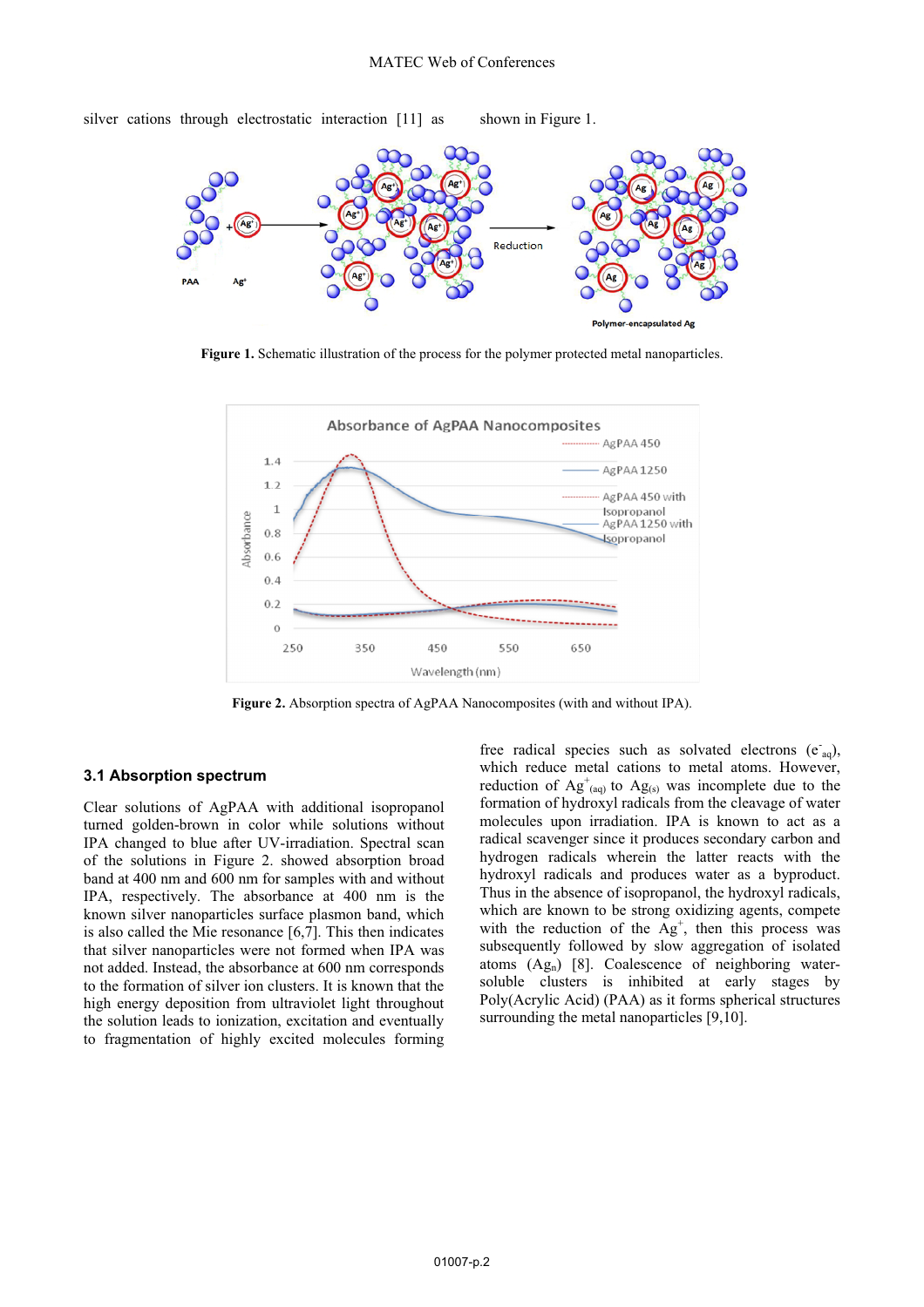silver cations through electrostatic interaction [11] as shown in Figure 1.

**Figure 1.** Schematic illustration of the process for the polymer protected metal nanoparticles.

**Figure 2.** Absorption spectra of AgPAA Nanocomposites (with and without IPA).

### 3.1 Absorption spectrum

Clear solutions of AgPAA with additional isopropanol turned golden-brown in color while solutions without IPA changed to blue after UV-irradiation. Spectral scan of the solutions in Figure 2. showed absorption broad band at 400 nm and 600 nm for samples with and without IPA, respectively. The absorbance at 400 nm is the known silver nanoparticles surface plasmon band, which is also called the Mie resonance [6,7]. This then indicates that silver nanoparticles were not formed when IPA was not added. Instead, the absorbance at 600 nm corresponds to the formation of silver ion clusters. It is known that the high energy deposition from ultraviolet light throughout the solution leads to ionization, excitation and eventually to fragmentation of highly excited molecules forming free radical species such as solvated electrons ($e^-_{aq}$), which reduce metal cations to metal atoms. However, reduction of $Ag^+_{(aq)}$ to $Ag_{(s)}$ was incomplete due to the formation of hydroxyl radicals from the cleavage of water molecules upon irradiation. IPA is known to act as a radical scavenger since it produces secondary carbon and hydrogen radicals wherein the latter reacts with the hydroxyl radicals and produces water as a byproduct. Thus in the absence of isopropanol, the hydroxyl radicals, which are known to be strong oxidizing agents, compete with the reduction of the $Ag^+$, then this process was subsequently followed by slow aggregation of isolated atoms ($Ag_n$) [8]. Coalescence of neighboring water-soluble clusters is inhibited at early stages by Poly(Acrylic Acid) (PAA) as it forms spherical structures surrounding the metal nanoparticles [9,10].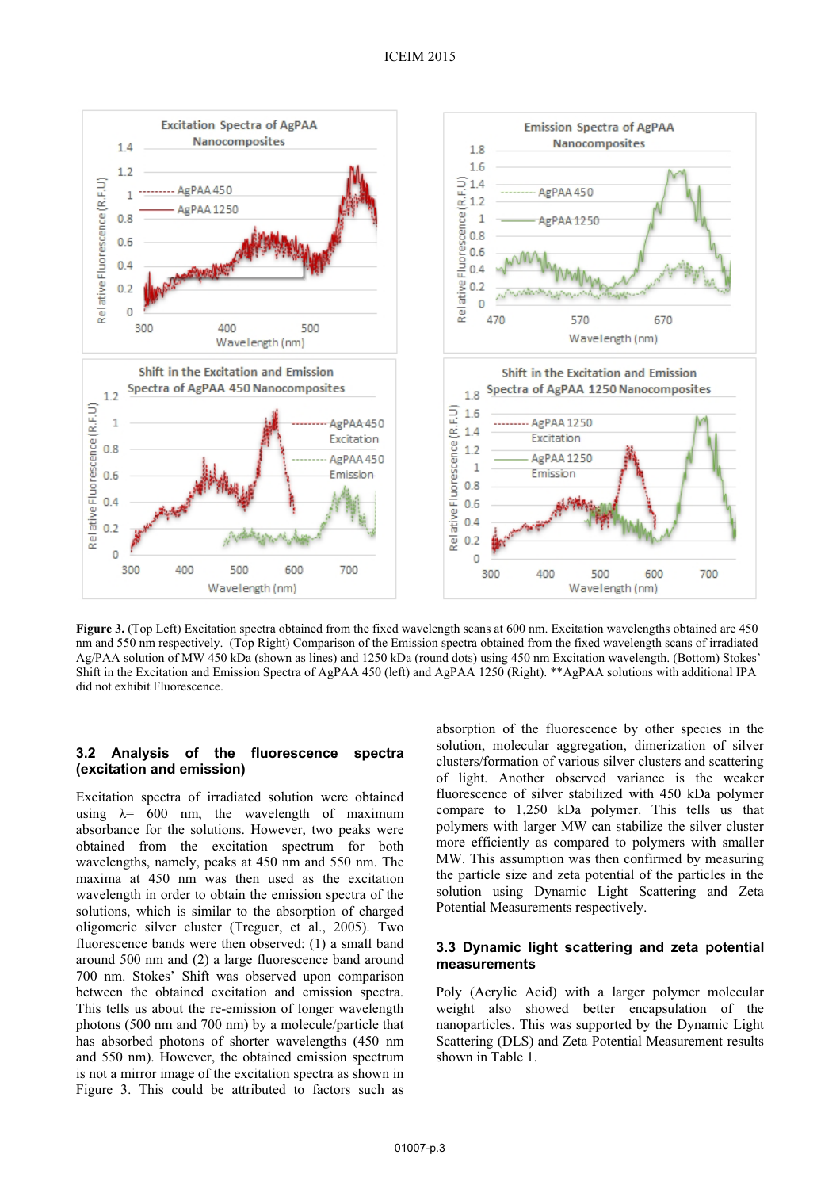**Figure 3.** (Top Left) Excitation spectra obtained from the fixed wavelength scans at 600 nm. Excitation wavelengths obtained are 450 nm and 550 nm respectively. (Top Right) Comparison of the Emission spectra obtained from the fixed wavelength scans of irradiated Ag/PAA solution of MW 450 kDa (shown as lines) and 1250 kDa (round dots) using 450 nm Excitation wavelength. (Bottom) Stokes' Shift in the Excitation and Emission Spectra of AgPAA 450 (left) and AgPAA 1250 (Right). **AgPAA solutions with additional IPA did not exhibit Fluorescence.

### 3.2 Analysis of the fluorescence spectra (excitation and emission)

Excitation spectra of irradiated solution were obtained using $\lambda = 600$ nm, the wavelength of maximum absorbance for the solutions. However, two peaks were obtained from the excitation spectrum for both wavelengths, namely, peaks at 450 nm and 550 nm. The maxima at 450 nm was then used as the excitation wavelength in order to obtain the emission spectra of the solutions, which is similar to the absorption of charged oligomeric silver cluster (Treguer, et al., 2005). Two fluorescence bands were then observed: (1) a small band around 500 nm and (2) a large fluorescence band around 700 nm. Stokes' Shift was observed upon comparison between the obtained excitation and emission spectra. This tells us about the re-emission of longer wavelength photons (500 nm and 700 nm) by a molecule/particle that has absorbed photons of shorter wavelengths (450 nm and 550 nm). However, the obtained emission spectrum is not a mirror image of the excitation spectra as shown in Figure 3. This could be attributed to factors such as absorption of the fluorescence by other species in the solution, molecular aggregation, dimerization of silver clusters/formation of various silver clusters and scattering of light. Another observed variance is the weaker fluorescence of silver stabilized with 450 kDa polymer compare to 1,250 kDa polymer. This tells us that polymers with larger MW can stabilize the silver cluster more efficiently as compared to polymers with smaller MW. This assumption was then confirmed by measuring the particle size and zeta potential of the particles in the solution using Dynamic Light Scattering and Zeta Potential Measurements respectively.

### 3.3 Dynamic light scattering and zeta potential measurements

Poly (Acrylic Acid) with a larger polymer molecular weight also showed better encapsulation of the nanoparticles. This was supported by the Dynamic Light Scattering (DLS) and Zeta Potential Measurement results shown in Table 1.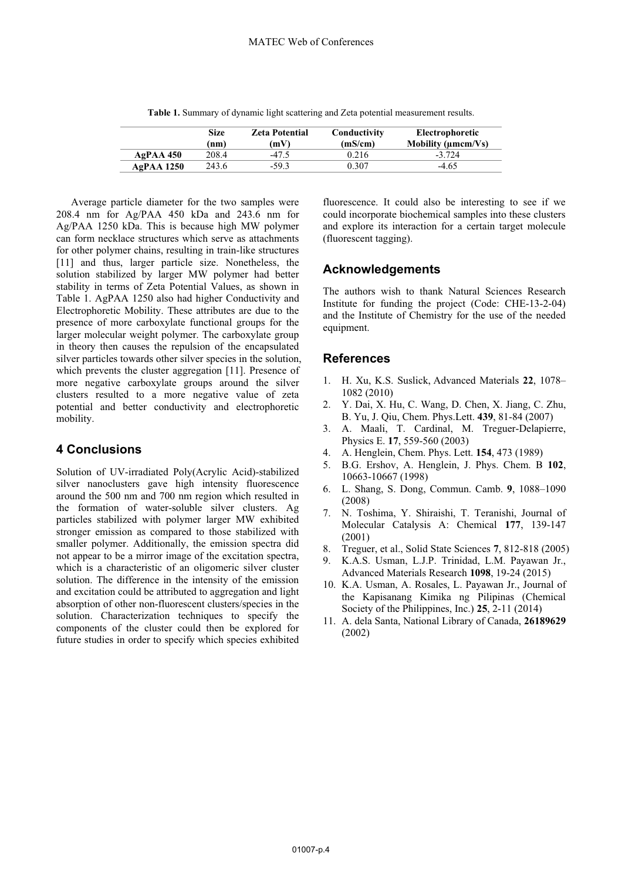**Table 1.** Summary of dynamic light scattering and Zeta potential measurement results.

| | Size (nm) | Zeta Potential (mV) | Conductivity (mS/cm) | Electrophoretic Mobility (μmcm/Vs) |
|---|---|---|---|---|
| **AgPAA 450** | 208.4 | -47.5 | 0.216 | -3.724 |
| **AgPAA 1250** | 243.6 | -59.3 | 0.307 | -4.65 |

Average particle diameter for the two samples were 208.4 nm for Ag/PAA 450 kDa and 243.6 nm for Ag/PAA 1250 kDa. This is because high MW polymer can form necklace structures which serve as attachments for other polymer chains, resulting in train-like structures [11] and thus, larger particle size. Nonetheless, the solution stabilized by larger MW polymer had better stability in terms of Zeta Potential Values, as shown in Table 1. AgPAA 1250 also had higher Conductivity and Electrophoretic Mobility. These attributes are due to the presence of more carboxylate functional groups for the larger molecular weight polymer. The carboxylate group in theory then causes the repulsion of the encapsulated silver particles towards other silver species in the solution, which prevents the cluster aggregation [11]. Presence of more negative carboxylate groups around the silver clusters resulted to a more negative value of zeta potential and better conductivity and electrophoretic mobility.

## 4 Conclusions

Solution of UV-irradiated Poly(Acrylic Acid)-stabilized silver nanoclusters gave high intensity fluorescence around the 500 nm and 700 nm region which resulted in the formation of water-soluble silver clusters. Ag particles stabilized with polymer larger MW exhibited stronger emission as compared to those stabilized with smaller polymer. Additionally, the emission spectra did not appear to be a mirror image of the excitation spectra, which is a characteristic of an oligomeric silver cluster solution. The difference in the intensity of the emission and excitation could be attributed to aggregation and light absorption of other non-fluorescent clusters/species in the solution. Characterization techniques to specify the components of the cluster could then be explored for future studies in order to specify which species exhibited fluorescence. It could also be interesting to see if we could incorporate biochemical samples into these clusters and explore its interaction for a certain target molecule (fluorescent tagging).

## Acknowledgements

The authors wish to thank Natural Sciences Research Institute for funding the project (Code: CHE-13-2-04) and the Institute of Chemistry for the use of the needed equipment.

## References

1. H. Xu, K.S. Suslick, Advanced Materials **22**, 1078–1082 (2010)
2. Y. Dai, X. Hu, C. Wang, D. Chen, X. Jiang, C. Zhu, B. Yu, J. Qiu, Chem. Phys.Lett. **439**, 81-84 (2007)
3. A. Maali, T. Cardinal, M. Treguer-Delapierre, Physics E. **17**, 559-560 (2003)
4. A. Henglein, Chem. Phys. Lett. **154**, 473 (1989)
5. B.G. Ershov, A. Henglein, J. Phys. Chem. B **102**, 10663-10667 (1998)
6. L. Shang, S. Dong, Commun. Camb. **9**, 1088–1090 (2008)
7. N. Toshima, Y. Shiraishi, T. Teranishi, Journal of Molecular Catalysis A: Chemical **177**, 139-147 (2001)
8. Treguer, et al., Solid State Sciences **7**, 812-818 (2005)
9. K.A.S. Usman, L.J.P. Trinidad, L.M. Payawan Jr., Advanced Materials Research **1098**, 19-24 (2015)
10. K.A. Usman, A. Rosales, L. Payawan Jr., Journal of the Kapisanang Kimika ng Pilipinas (Chemical Society of the Philippines, Inc.) **25**, 2-11 (2014)
11. A. dela Santa, National Library of Canada, **26189629** (2002)